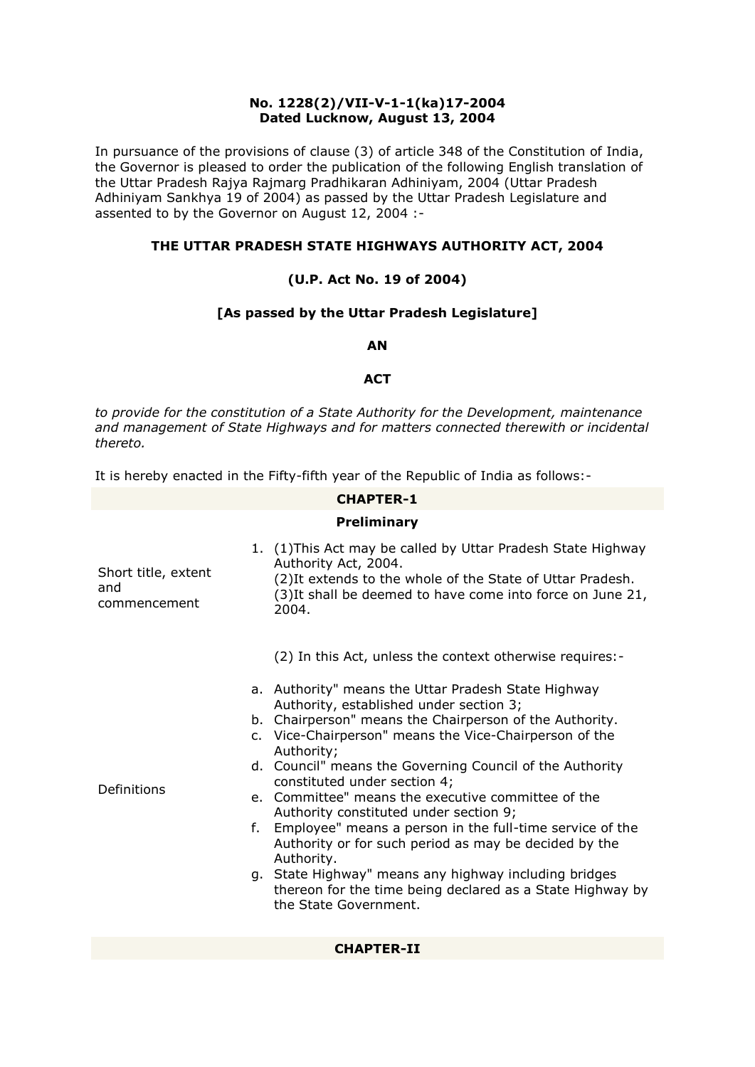**No. 1228(2)/VII-V-1-1(ka)17-2004**
**Dated Lucknow, August 13, 2004**

In pursuance of the provisions of clause (3) of article 348 of the Constitution of India, the Governor is pleased to order the publication of the following English translation of the Uttar Pradesh Rajya Rajmarg Pradhikaran Adhiniyam, 2004 (Uttar Pradesh Adhiniyam Sankhya 19 of 2004) as passed by the Uttar Pradesh Legislature and assented to by the Governor on August 12, 2004 :-

## THE UTTAR PRADESH STATE HIGHWAYS AUTHORITY ACT, 2004

**(U.P. Act No. 19 of 2004)**

**[As passed by the Uttar Pradesh Legislature]**

**AN**

**ACT**

*to provide for the constitution of a State Authority for the Development, maintenance and management of State Highways and for matters connected therewith or incidental thereto.*

It is hereby enacted in the Fifty-fifth year of the Republic of India as follows:-

### CHAPTER-1

### Preliminary

| | |
|---|---|
| Short title, extent and commencement | 1. (1)This Act may be called by Uttar Pradesh State Highway Authority Act, 2004.<br>(2)It extends to the whole of the State of Uttar Pradesh.<br>(3)It shall be deemed to have come into force on June 21, 2004. |
| Definitions | (2) In this Act, unless the context otherwise requires:-<br>a. Authority" means the Uttar Pradesh State Highway Authority, established under section 3;<br>b. Chairperson" means the Chairperson of the Authority.<br>c. Vice-Chairperson" means the Vice-Chairperson of the Authority;<br>d. Council" means the Governing Council of the Authority constituted under section 4;<br>e. Committee" means the executive committee of the Authority constituted under section 9;<br>f. Employee" means a person in the full-time service of the Authority or for such period as may be decided by the Authority.<br>g. State Highway" means any highway including bridges thereon for the time being declared as a State Highway by the State Government. |

### CHAPTER-II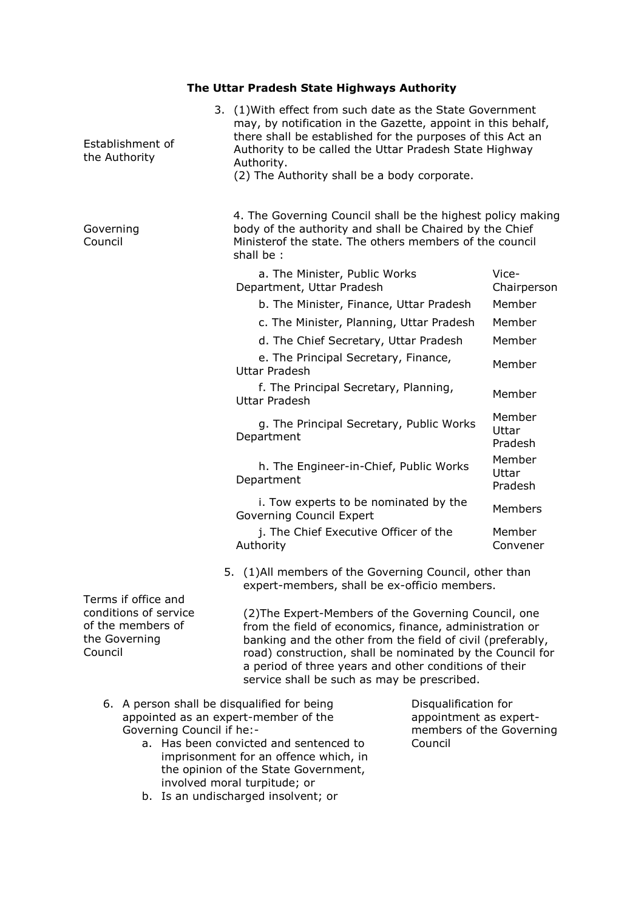## The Uttar Pradesh State Highways Authority

**Establishment of the Authority**

3. (1)With effect from such date as the State Government may, by notification in the Gazette, appoint in this behalf, there shall be established for the purposes of this Act an Authority to be called the Uttar Pradesh State Highway Authority.
(2) The Authority shall be a body corporate.

**Governing Council**

4. The Governing Council shall be the highest policy making body of the authority and shall be Chaired by the Chief Ministerof the state. The others members of the council shall be :

| | |
|---|---|
| a. The Minister, Public Works Department, Uttar Pradesh | Vice-Chairperson |
| b. The Minister, Finance, Uttar Pradesh | Member |
| c. The Minister, Planning, Uttar Pradesh | Member |
| d. The Chief Secretary, Uttar Pradesh | Member |
| e. The Principal Secretary, Finance, Uttar Pradesh | Member |
| f. The Principal Secretary, Planning, Uttar Pradesh | Member |
| g. The Principal Secretary, Public Works Department | Member Uttar Pradesh |
| h. The Engineer-in-Chief, Public Works Department | Member Uttar Pradesh |
| i. Tow experts to be nominated by the Governing Council Expert | Members |
| j. The Chief Executive Officer of the Authority | Member Convener |

**Terms if office and conditions of service of the members of the Governing Council**

5. (1)All members of the Governing Council, other than expert-members, shall be ex-officio members.

(2)The Expert-Members of the Governing Council, one from the field of economics, finance, administration or banking and the other from the field of civil (preferably, road) construction, shall be nominated by the Council for a period of three years and other conditions of their service shall be such as may be prescribed.

**Disqualification for appointment as expert-members of the Governing Council**

6. A person shall be disqualified for being appointed as an expert-member of the Governing Council if he:-
    a. Has been convicted and sentenced to imprisonment for an offence which, in the opinion of the State Government, involved moral turpitude; or
    b. Is an undischarged insolvent; or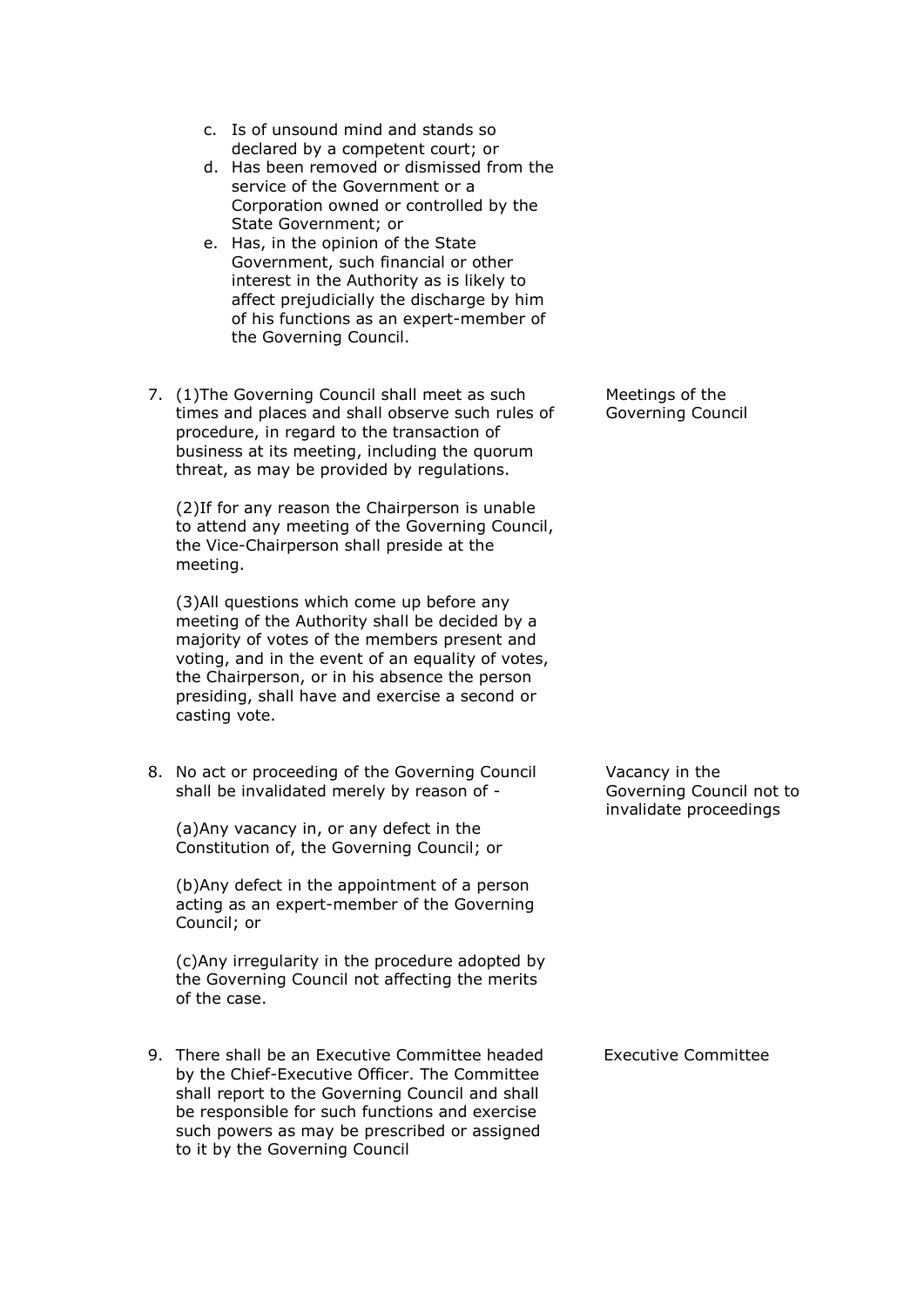c. Is of unsound mind and stands so declared by a competent court; or
d. Has been removed or dismissed from the service of the Government or a Corporation owned or controlled by the State Government; or
e. Has, in the opinion of the State Government, such financial or other interest in the Authority as is likely to affect prejudicially the discharge by him of his functions as an expert-member of the Governing Council.

**Meetings of the Governing Council**

7. (1)The Governing Council shall meet as such times and places and shall observe such rules of procedure, in regard to the transaction of business at its meeting, including the quorum threat, as may be provided by regulations.

   (2)If for any reason the Chairperson is unable to attend any meeting of the Governing Council, the Vice-Chairperson shall preside at the meeting.

   (3)All questions which come up before any meeting of the Authority shall be decided by a majority of votes of the members present and voting, and in the event of an equality of votes, the Chairperson, or in his absence the person presiding, shall have and exercise a second or casting vote.

**Vacancy in the Governing Council not to invalidate proceedings**

8. No act or proceeding of the Governing Council shall be invalidated merely by reason of -

   (a)Any vacancy in, or any defect in the Constitution of, the Governing Council; or

   (b)Any defect in the appointment of a person acting as an expert-member of the Governing Council; or

   (c)Any irregularity in the procedure adopted by the Governing Council not affecting the merits of the case.

**Executive Committee**

9. There shall be an Executive Committee headed by the Chief-Executive Officer. The Committee shall report to the Governing Council and shall be responsible for such functions and exercise such powers as may be prescribed or assigned to it by the Governing Council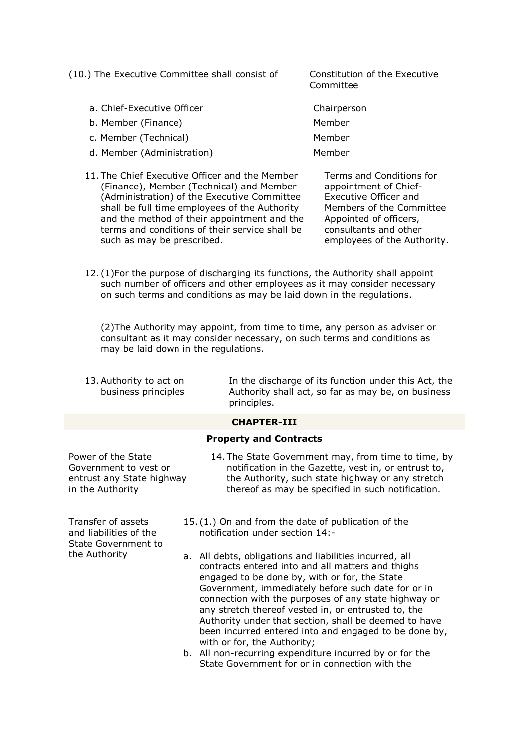(10.) The Executive Committee shall consist of — *Constitution of the Executive Committee*

| | |
|---|---|
| a. Chief-Executive Officer | Chairperson |
| b. Member (Finance) | Member |
| c. Member (Technical) | Member |
| d. Member (Administration) | Member |

11. The Chief Executive Officer and the Member (Finance), Member (Technical) and Member (Administration) of the Executive Committee shall be full time employees of the Authority and the method of their appointment and the terms and conditions of their service shall be such as may be prescribed. — *Terms and Conditions for appointment of Chief-Executive Officer and Members of the Committee Appointed of officers, consultants and other employees of the Authority.*

12. (1)For the purpose of discharging its functions, the Authority shall appoint such number of officers and other employees as it may consider necessary on such terms and conditions as may be laid down in the regulations.

(2)The Authority may appoint, from time to time, any person as adviser or consultant as it may consider necessary, on such terms and conditions as may be laid down in the regulations.

13. *Authority to act on business principles* — In the discharge of its function under this Act, the Authority shall act, so far as may be, on business principles.

## CHAPTER-III

### Property and Contracts

*Power of the State Government to vest or entrust any State highway in the Authority*

14. The State Government may, from time to time, by notification in the Gazette, vest in, or entrust to, the Authority, such state highway or any stretch thereof as may be specified in such notification.

*Transfer of assets and liabilities of the State Government to the Authority*

15. (1.) On and from the date of publication of the notification under section 14:-

a. All debts, obligations and liabilities incurred, all contracts entered into and all matters and thighs engaged to be done by, with or for, the State Government, immediately before such date for or in connection with the purposes of any state highway or any stretch thereof vested in, or entrusted to, the Authority under that section, shall be deemed to have been incurred entered into and engaged to be done by, with or for, the Authority;

b. All non-recurring expenditure incurred by or for the State Government for or in connection with the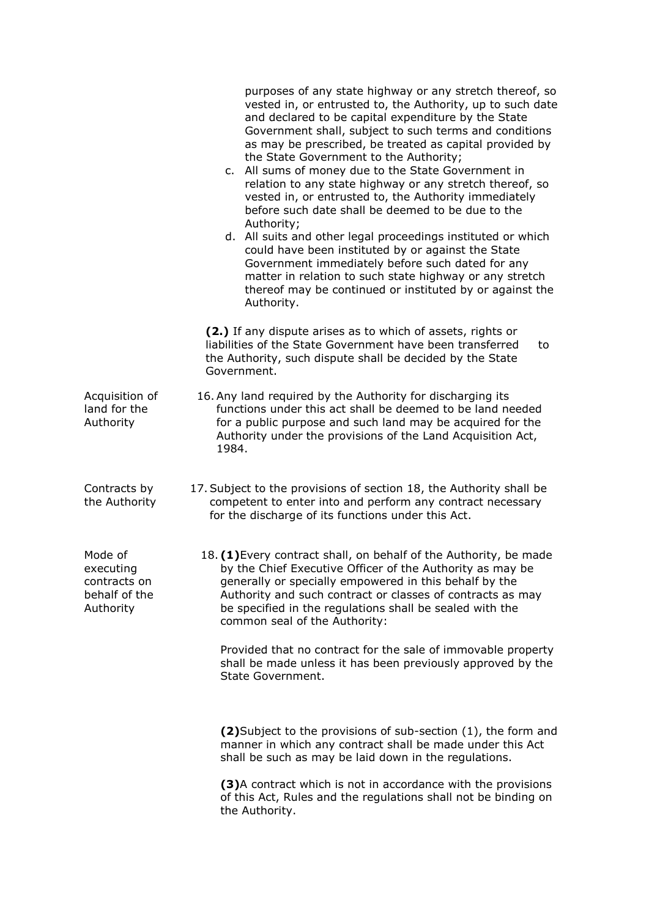purposes of any state highway or any stretch thereof, so vested in, or entrusted to, the Authority, up to such date and declared to be capital expenditure by the State Government shall, subject to such terms and conditions as may be prescribed, be treated as capital provided by the State Government to the Authority;

c. All sums of money due to the State Government in relation to any state highway or any stretch thereof, so vested in, or entrusted to, the Authority immediately before such date shall be deemed to be due to the Authority;

d. All suits and other legal proceedings instituted or which could have been instituted by or against the State Government immediately before such dated for any matter in relation to such state highway or any stretch thereof may be continued or instituted by or against the Authority.

**(2.)** If any dispute arises as to which of assets, rights or liabilities of the State Government have been transferred to the Authority, such dispute shall be decided by the State Government.

**Acquisition of land for the Authority**

16. Any land required by the Authority for discharging its functions under this act shall be deemed to be land needed for a public purpose and such land may be acquired for the Authority under the provisions of the Land Acquisition Act, 1984.

**Contracts by the Authority**

17. Subject to the provisions of section 18, the Authority shall be competent to enter into and perform any contract necessary for the discharge of its functions under this Act.

**Mode of executing contracts on behalf of the Authority**

18. **(1)**Every contract shall, on behalf of the Authority, be made by the Chief Executive Officer of the Authority as may be generally or specially empowered in this behalf by the Authority and such contract or classes of contracts as may be specified in the regulations shall be sealed with the common seal of the Authority:

Provided that no contract for the sale of immovable property shall be made unless it has been previously approved by the State Government.

**(2)**Subject to the provisions of sub-section (1), the form and manner in which any contract shall be made under this Act shall be such as may be laid down in the regulations.

**(3)**A contract which is not in accordance with the provisions of this Act, Rules and the regulations shall not be binding on the Authority.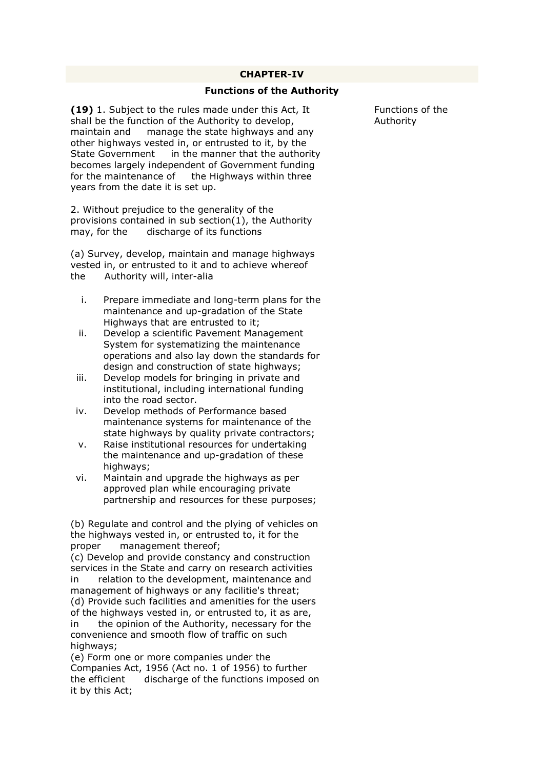## CHAPTER-IV

### Functions of the Authority

Functions of the Authority

**(19)** 1. Subject to the rules made under this Act, It shall be the function of the Authority to develop, maintain and manage the state highways and any other highways vested in, or entrusted to it, by the State Government in the manner that the authority becomes largely independent of Government funding for the maintenance of the Highways within three years from the date it is set up.

2. Without prejudice to the generality of the provisions contained in sub section(1), the Authority may, for the discharge of its functions

(a) Survey, develop, maintain and manage highways vested in, or entrusted to it and to achieve whereof the Authority will, inter-alia

i. Prepare immediate and long-term plans for the maintenance and up-gradation of the State Highways that are entrusted to it;
ii. Develop a scientific Pavement Management System for systematizing the maintenance operations and also lay down the standards for design and construction of state highways;
iii. Develop models for bringing in private and institutional, including international funding into the road sector.
iv. Develop methods of Performance based maintenance systems for maintenance of the state highways by quality private contractors;
v. Raise institutional resources for undertaking the maintenance and up-gradation of these highways;
vi. Maintain and upgrade the highways as per approved plan while encouraging private partnership and resources for these purposes;

(b) Regulate and control and the plying of vehicles on the highways vested in, or entrusted to, it for the proper management thereof;
(c) Develop and provide constancy and construction services in the State and carry on research activities in relation to the development, maintenance and management of highways or any facilitie's threat;
(d) Provide such facilities and amenities for the users of the highways vested in, or entrusted to, it as are, in the opinion of the Authority, necessary for the convenience and smooth flow of traffic on such highways;
(e) Form one or more companies under the Companies Act, 1956 (Act no. 1 of 1956) to further the efficient discharge of the functions imposed on it by this Act;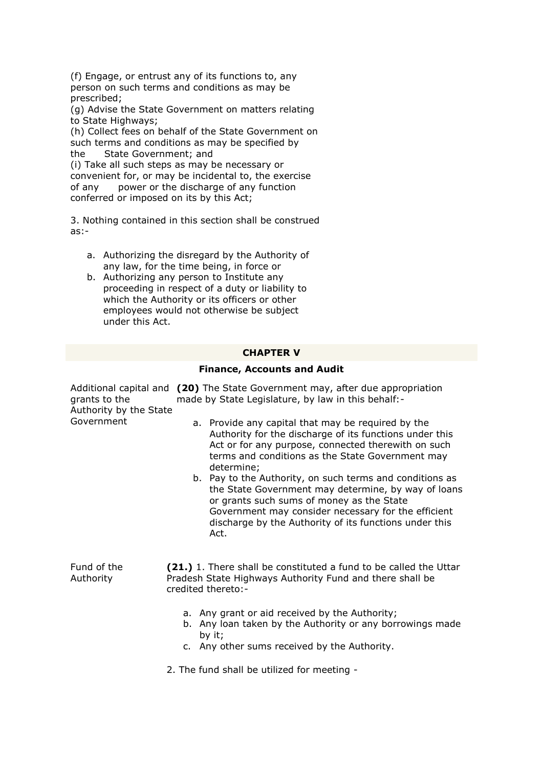(f) Engage, or entrust any of its functions to, any person on such terms and conditions as may be prescribed;

(g) Advise the State Government on matters relating to State Highways;

(h) Collect fees on behalf of the State Government on such terms and conditions as may be specified by the State Government; and

(i) Take all such steps as may be necessary or convenient for, or may be incidental to, the exercise of any power or the discharge of any function conferred or imposed on its by this Act;

3. Nothing contained in this section shall be construed as:-

a. Authorizing the disregard by the Authority of any law, for the time being, in force or
b. Authorizing any person to Institute any proceeding in respect of a duty or liability to which the Authority or its officers or other employees would not otherwise be subject under this Act.

## CHAPTER V

### Finance, Accounts and Audit

Additional capital and grants to the Authority by the State Government

**(20)** The State Government may, after due appropriation made by State Legislature, by law in this behalf:-

a. Provide any capital that may be required by the Authority for the discharge of its functions under this Act or for any purpose, connected therewith on such terms and conditions as the State Government may determine;
b. Pay to the Authority, on such terms and conditions as the State Government may determine, by way of loans or grants such sums of money as the State Government may consider necessary for the efficient discharge by the Authority of its functions under this Act.

Fund of the Authority

**(21.)** 1. There shall be constituted a fund to be called the Uttar Pradesh State Highways Authority Fund and there shall be credited thereto:-

a. Any grant or aid received by the Authority;
b. Any loan taken by the Authority or any borrowings made by it;
c. Any other sums received by the Authority.

2. The fund shall be utilized for meeting -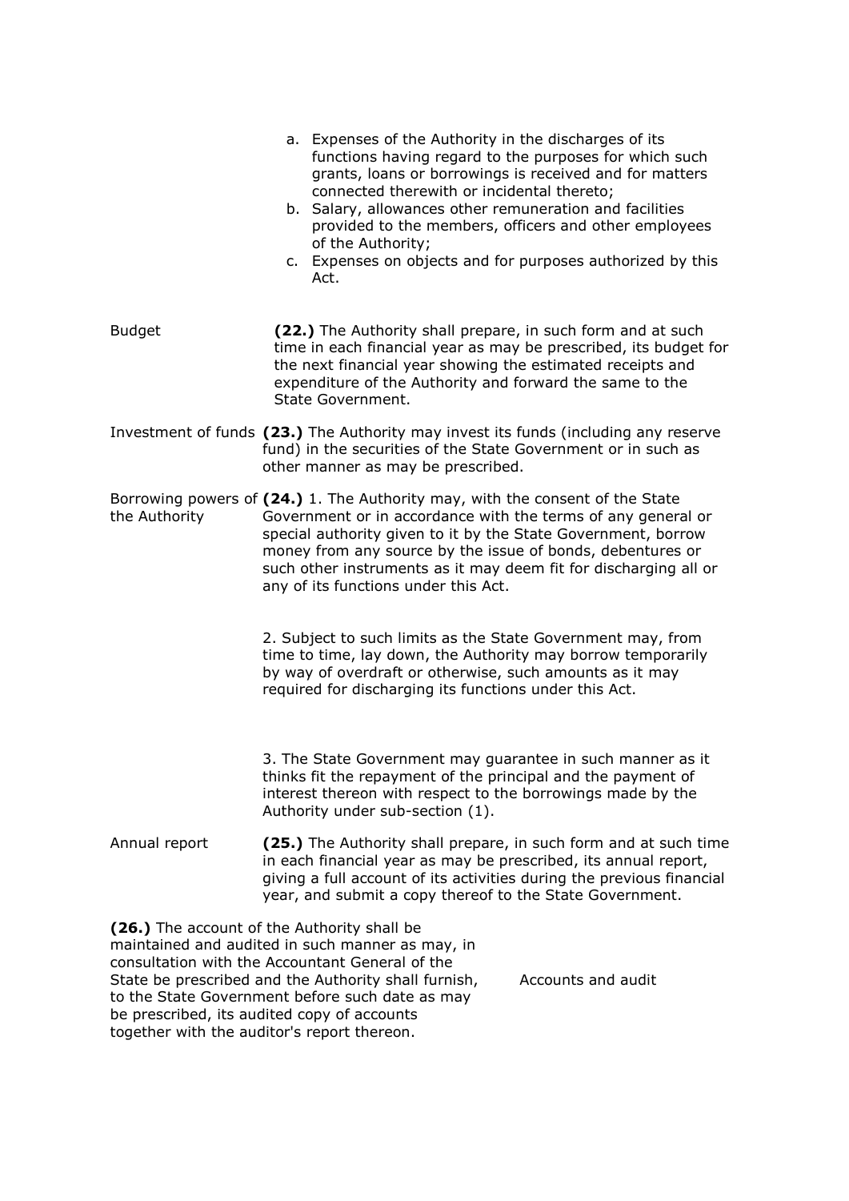a. Expenses of the Authority in the discharges of its functions having regard to the purposes for which such grants, loans or borrowings is received and for matters connected therewith or incidental thereto;
b. Salary, allowances other remuneration and facilities provided to the members, officers and other employees of the Authority;
c. Expenses on objects and for purposes authorized by this Act.

Budget

**(22.)** The Authority shall prepare, in such form and at such time in each financial year as may be prescribed, its budget for the next financial year showing the estimated receipts and expenditure of the Authority and forward the same to the State Government.

Investment of funds

**(23.)** The Authority may invest its funds (including any reserve fund) in the securities of the State Government or in such as other manner as may be prescribed.

Borrowing powers of the Authority

**(24.)** 1. The Authority may, with the consent of the State Government or in accordance with the terms of any general or special authority given to it by the State Government, borrow money from any source by the issue of bonds, debentures or such other instruments as it may deem fit for discharging all or any of its functions under this Act.

2. Subject to such limits as the State Government may, from time to time, lay down, the Authority may borrow temporarily by way of overdraft or otherwise, such amounts as it may required for discharging its functions under this Act.

3. The State Government may guarantee in such manner as it thinks fit the repayment of the principal and the payment of interest thereon with respect to the borrowings made by the Authority under sub-section (1).

Annual report

**(25.)** The Authority shall prepare, in such form and at such time in each financial year as may be prescribed, its annual report, giving a full account of its activities during the previous financial year, and submit a copy thereof to the State Government.

Accounts and audit

**(26.)** The account of the Authority shall be maintained and audited in such manner as may, in consultation with the Accountant General of the State be prescribed and the Authority shall furnish, to the State Government before such date as may be prescribed, its audited copy of accounts together with the auditor's report thereon.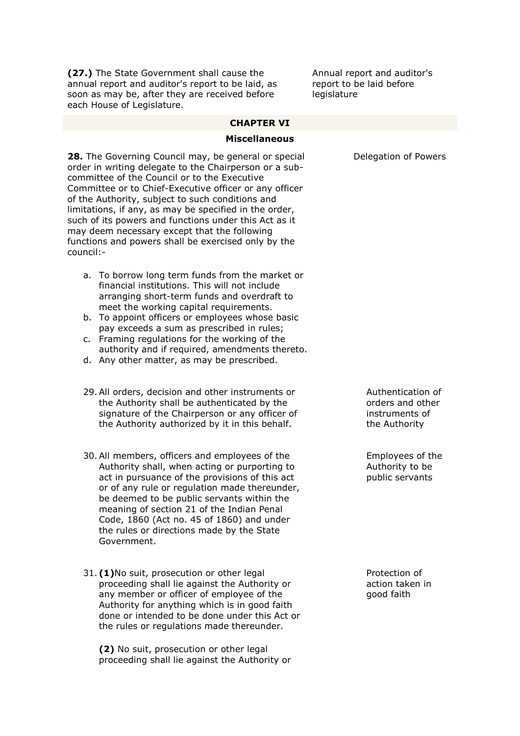**(27.)** The State Government shall cause the annual report and auditor's report to be laid, as soon as may be, after they are received before each House of Legislature.

Annual report and auditor's report to be laid before legislature

## CHAPTER VI

### Miscellaneous

**28.** The Governing Council may, be general or special order in writing delegate to the Chairperson or a sub-committee of the Council or to the Executive Committee or to Chief-Executive officer or any officer of the Authority, subject to such conditions and limitations, if any, as may be specified in the order, such of its powers and functions under this Act as it may deem necessary except that the following functions and powers shall be exercised only by the council:-

Delegation of Powers

a. To borrow long term funds from the market or financial institutions. This will not include arranging short-term funds and overdraft to meet the working capital requirements.
b. To appoint officers or employees whose basic pay exceeds a sum as prescribed in rules;
c. Framing regulations for the working of the authority and if required, amendments thereto.
d. Any other matter, as may be prescribed.

29. All orders, decision and other instruments or the Authority shall be authenticated by the signature of the Chairperson or any officer of the Authority authorized by it in this behalf.

Authentication of orders and other instruments of the Authority

30. All members, officers and employees of the Authority shall, when acting or purporting to act in pursuance of the provisions of this act or of any rule or regulation made thereunder, be deemed to be public servants within the meaning of section 21 of the Indian Penal Code, 1860 (Act no. 45 of 1860) and under the rules or directions made by the State Government.

Employees of the Authority to be public servants

31. **(1)** No suit, prosecution or other legal proceeding shall lie against the Authority or any member or officer of employee of the Authority for anything which is in good faith done or intended to be done under this Act or the rules or regulations made thereunder.

Protection of action taken in good faith

**(2)** No suit, prosecution or other legal proceeding shall lie against the Authority or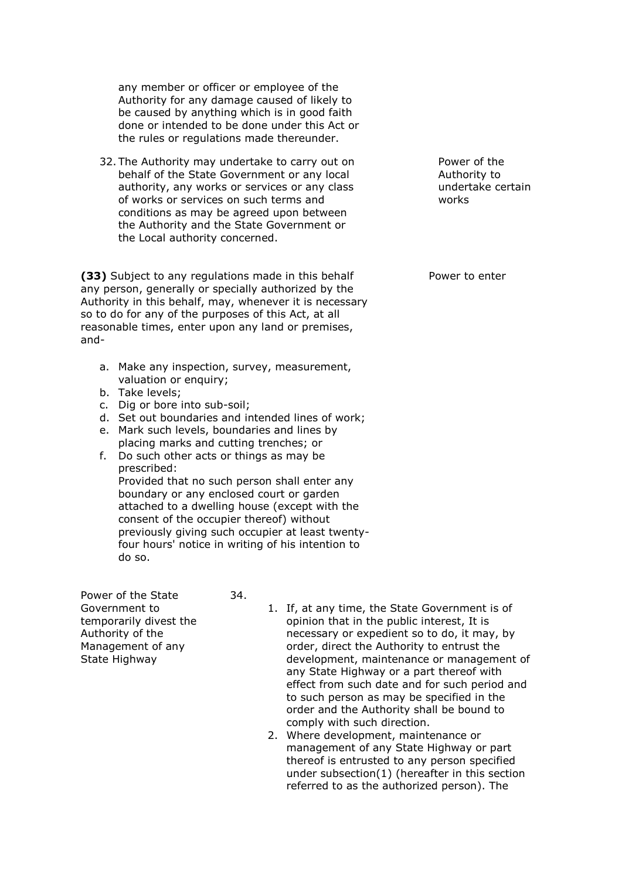any member or officer or employee of the Authority for any damage caused of likely to be caused by anything which is in good faith done or intended to be done under this Act or the rules or regulations made thereunder.

**Power of the Authority to undertake certain works**

32. The Authority may undertake to carry out on behalf of the State Government or any local authority, any works or services or any class of works or services on such terms and conditions as may be agreed upon between the Authority and the State Government or the Local authority concerned.

**Power to enter**

**(33)** Subject to any regulations made in this behalf any person, generally or specially authorized by the Authority in this behalf, may, whenever it is necessary so to do for any of the purposes of this Act, at all reasonable times, enter upon any land or premises, and-

a. Make any inspection, survey, measurement, valuation or enquiry;
b. Take levels;
c. Dig or bore into sub-soil;
d. Set out boundaries and intended lines of work;
e. Mark such levels, boundaries and lines by placing marks and cutting trenches; or
f. Do such other acts or things as may be prescribed:
   Provided that no such person shall enter any boundary or any enclosed court or garden attached to a dwelling house (except with the consent of the occupier thereof) without previously giving such occupier at least twenty-four hours' notice in writing of his intention to do so.

**Power of the State Government to temporarily divest the Authority of the Management of any State Highway**

34.

1. If, at any time, the State Government is of opinion that in the public interest, It is necessary or expedient so to do, it may, by order, direct the Authority to entrust the development, maintenance or management of any State Highway or a part thereof with effect from such date and for such period and to such person as may be specified in the order and the Authority shall be bound to comply with such direction.
2. Where development, maintenance or management of any State Highway or part thereof is entrusted to any person specified under subsection(1) (hereafter in this section referred to as the authorized person). The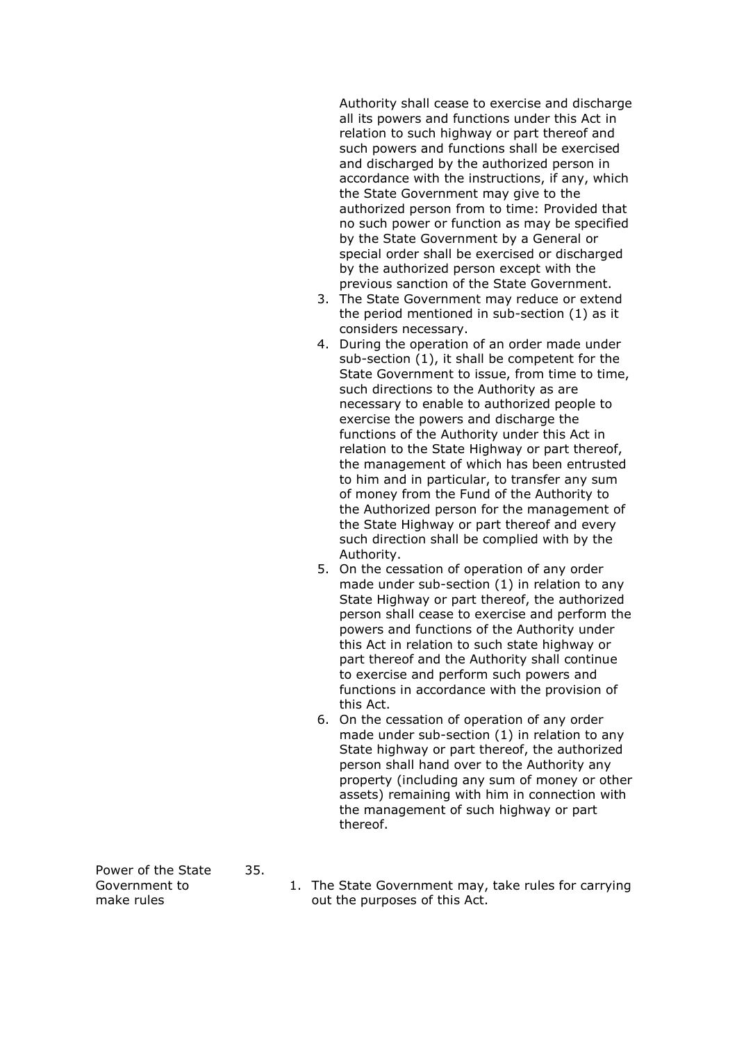Authority shall cease to exercise and discharge all its powers and functions under this Act in relation to such highway or part thereof and such powers and functions shall be exercised and discharged by the authorized person in accordance with the instructions, if any, which the State Government may give to the authorized person from to time: Provided that no such power or function as may be specified by the State Government by a General or special order shall be exercised or discharged by the authorized person except with the previous sanction of the State Government.

3. The State Government may reduce or extend the period mentioned in sub-section (1) as it considers necessary.
4. During the operation of an order made under sub-section (1), it shall be competent for the State Government to issue, from time to time, such directions to the Authority as are necessary to enable to authorized people to exercise the powers and discharge the functions of the Authority under this Act in relation to the State Highway or part thereof, the management of which has been entrusted to him and in particular, to transfer any sum of money from the Fund of the Authority to the Authorized person for the management of the State Highway or part thereof and every such direction shall be complied with by the Authority.
5. On the cessation of operation of any order made under sub-section (1) in relation to any State Highway or part thereof, the authorized person shall cease to exercise and perform the powers and functions of the Authority under this Act in relation to such state highway or part thereof and the Authority shall continue to exercise and perform such powers and functions in accordance with the provision of this Act.
6. On the cessation of operation of any order made under sub-section (1) in relation to any State highway or part thereof, the authorized person shall hand over to the Authority any property (including any sum of money or other assets) remaining with him in connection with the management of such highway or part thereof.

Power of the State Government to make rules

35.

1. The State Government may, take rules for carrying out the purposes of this Act.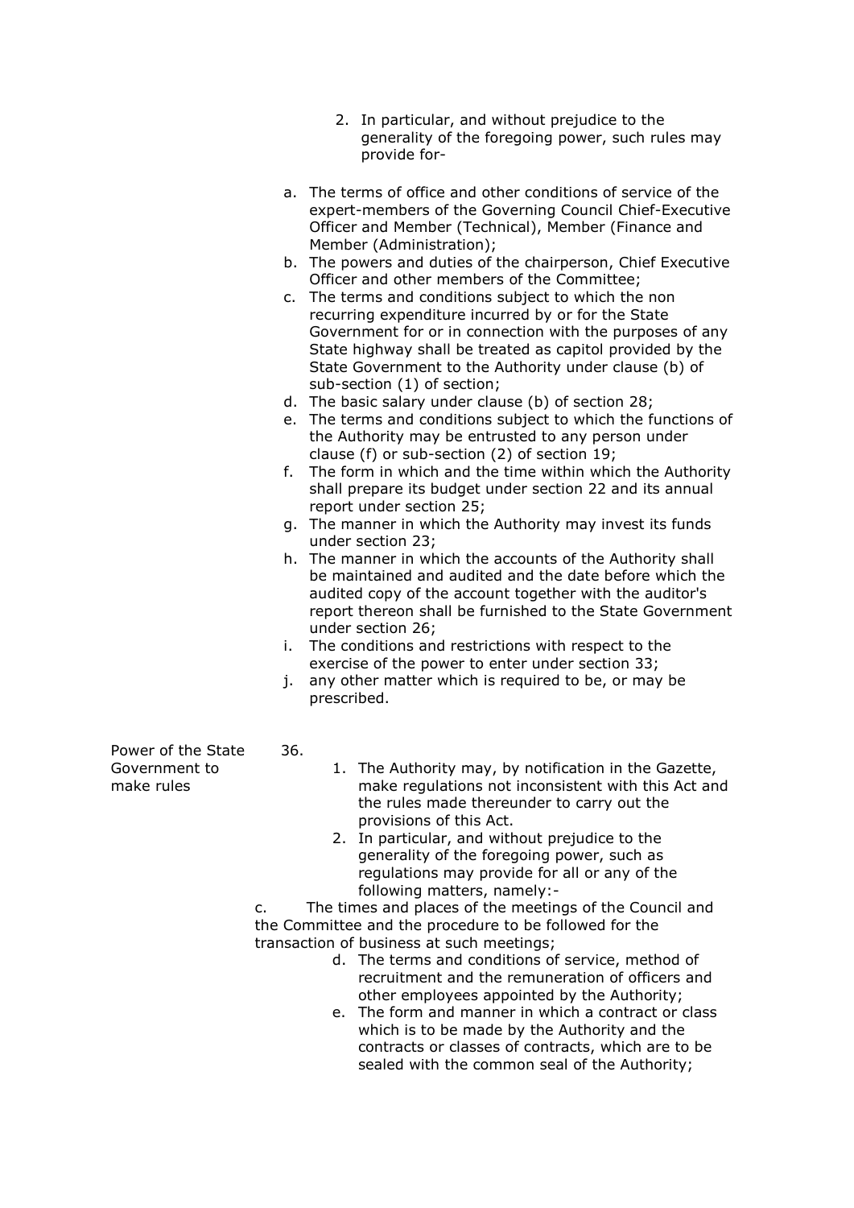2. In particular, and without prejudice to the generality of the foregoing power, such rules may provide for-

a. The terms of office and other conditions of service of the expert-members of the Governing Council Chief-Executive Officer and Member (Technical), Member (Finance and Member (Administration);
b. The powers and duties of the chairperson, Chief Executive Officer and other members of the Committee;
c. The terms and conditions subject to which the non recurring expenditure incurred by or for the State Government for or in connection with the purposes of any State highway shall be treated as capitol provided by the State Government to the Authority under clause (b) of sub-section (1) of section;
d. The basic salary under clause (b) of section 28;
e. The terms and conditions subject to which the functions of the Authority may be entrusted to any person under clause (f) or sub-section (2) of section 19;
f. The form in which and the time within which the Authority shall prepare its budget under section 22 and its annual report under section 25;
g. The manner in which the Authority may invest its funds under section 23;
h. The manner in which the accounts of the Authority shall be maintained and audited and the date before which the audited copy of the account together with the auditor's report thereon shall be furnished to the State Government under section 26;
i. The conditions and restrictions with respect to the exercise of the power to enter under section 33;
j. any other matter which is required to be, or may be prescribed.

**Power of the State Government to make rules**

36.

1. The Authority may, by notification in the Gazette, make regulations not inconsistent with this Act and the rules made thereunder to carry out the provisions of this Act.
2. In particular, and without prejudice to the generality of the foregoing power, such as regulations may provide for all or any of the following matters, namely:-

c. The times and places of the meetings of the Council and the Committee and the procedure to be followed for the transaction of business at such meetings;

d. The terms and conditions of service, method of recruitment and the remuneration of officers and other employees appointed by the Authority;
e. The form and manner in which a contract or class which is to be made by the Authority and the contracts or classes of contracts, which are to be sealed with the common seal of the Authority;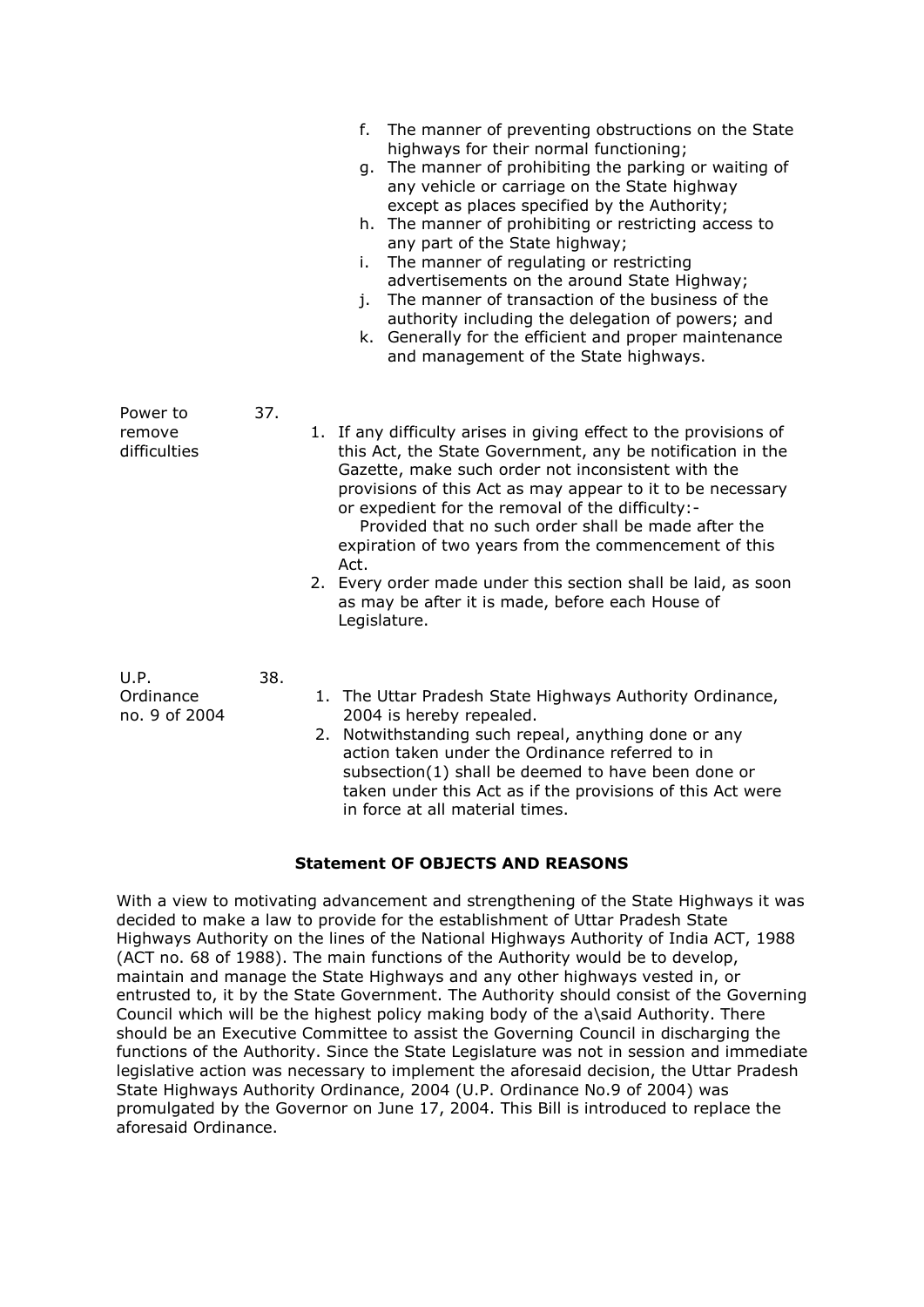f. The manner of preventing obstructions on the State highways for their normal functioning;
g. The manner of prohibiting the parking or waiting of any vehicle or carriage on the State highway except as places specified by the Authority;
h. The manner of prohibiting or restricting access to any part of the State highway;
i. The manner of regulating or restricting advertisements on the around State Highway;
j. The manner of transaction of the business of the authority including the delegation of powers; and
k. Generally for the efficient and proper maintenance and management of the State highways.

**Power to remove difficulties**

37.

1. If any difficulty arises in giving effect to the provisions of this Act, the State Government, any be notification in the Gazette, make such order not inconsistent with the provisions of this Act as may appear to it to be necessary or expedient for the removal of the difficulty:-
   Provided that no such order shall be made after the expiration of two years from the commencement of this Act.
2. Every order made under this section shall be laid, as soon as may be after it is made, before each House of Legislature.

**U.P. Ordinance no. 9 of 2004**

38.

1. The Uttar Pradesh State Highways Authority Ordinance, 2004 is hereby repealed.
2. Notwithstanding such repeal, anything done or any action taken under the Ordinance referred to in subsection(1) shall be deemed to have been done or taken under this Act as if the provisions of this Act were in force at all material times.

## Statement OF OBJECTS AND REASONS

With a view to motivating advancement and strengthening of the State Highways it was decided to make a law to provide for the establishment of Uttar Pradesh State Highways Authority on the lines of the National Highways Authority of India ACT, 1988 (ACT no. 68 of 1988). The main functions of the Authority would be to develop, maintain and manage the State Highways and any other highways vested in, or entrusted to, it by the State Government. The Authority should consist of the Governing Council which will be the highest policy making body of the a\said Authority. There should be an Executive Committee to assist the Governing Council in discharging the functions of the Authority. Since the State Legislature was not in session and immediate legislative action was necessary to implement the aforesaid decision, the Uttar Pradesh State Highways Authority Ordinance, 2004 (U.P. Ordinance No.9 of 2004) was promulgated by the Governor on June 17, 2004. This Bill is introduced to replace the aforesaid Ordinance.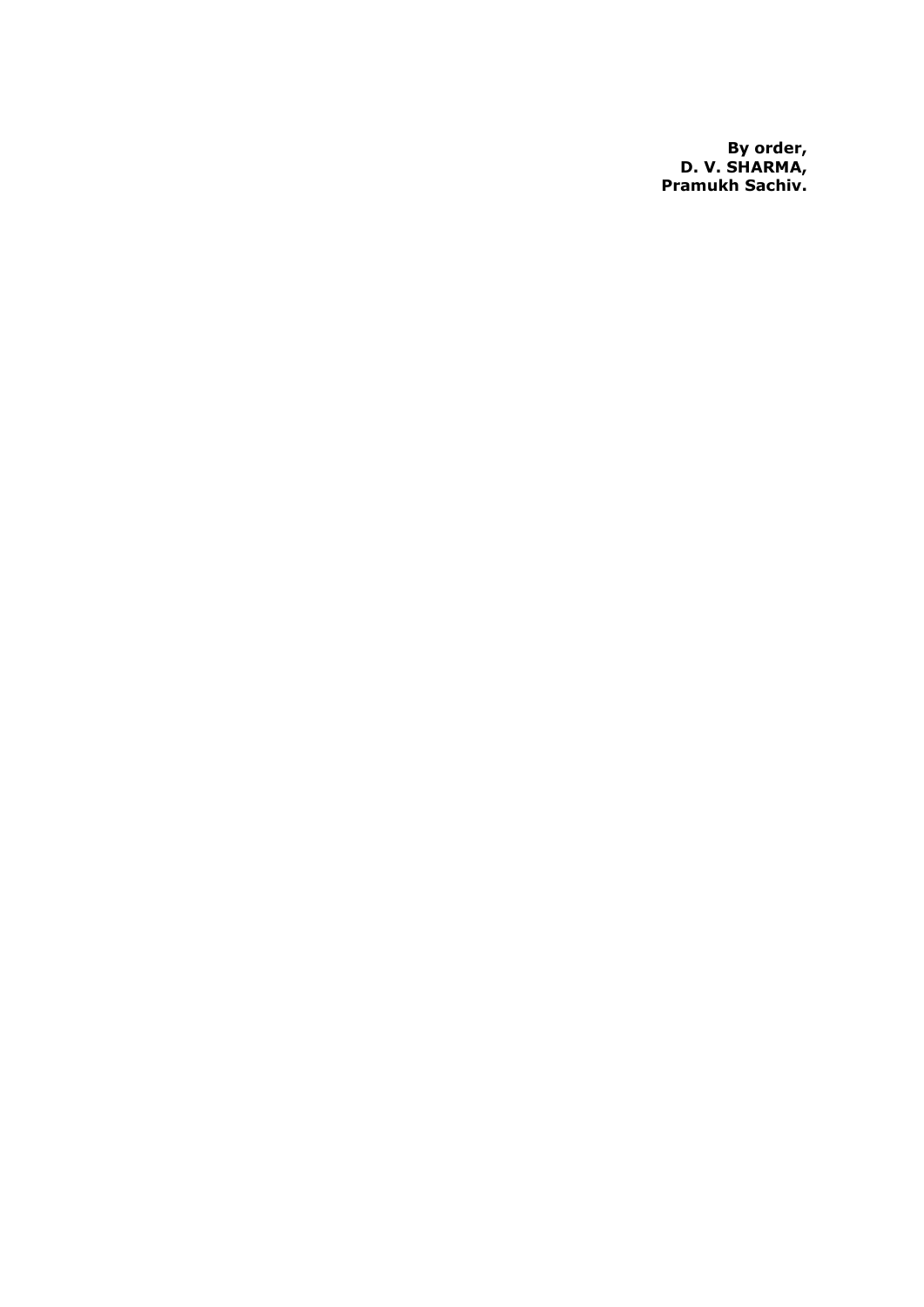**By order,**
**D. V. SHARMA,**
**Pramukh Sachiv.**